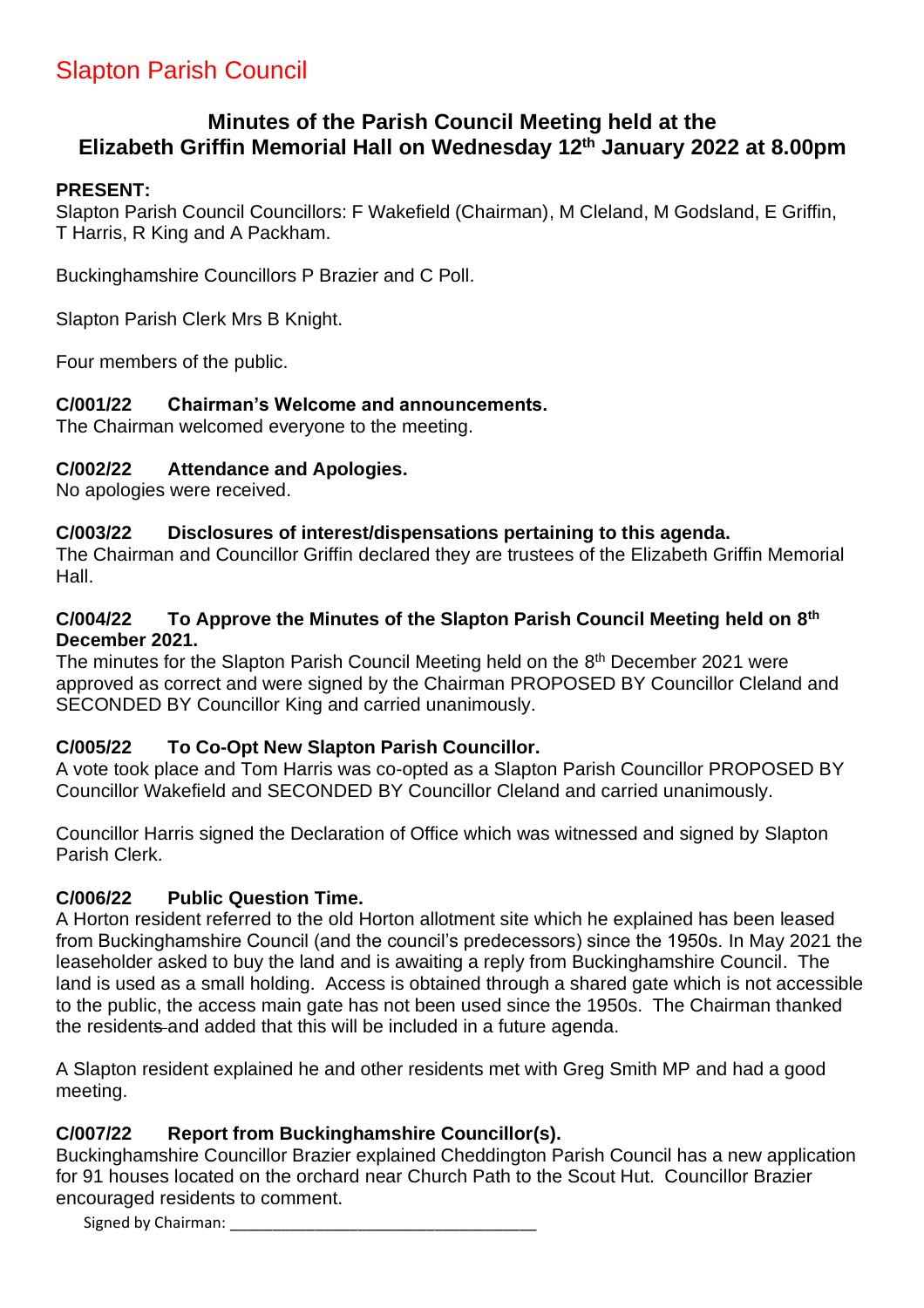# Slapton Parish Council

## Minutes of the Parish Council Meeting held at the Elizabeth Griffin Memorial Hall on Wednesday 12th January 2022 at 8.00pm

**PRESENT:**
Slapton Parish Council Councillors: F Wakefield (Chairman), M Cleland, M Godsland, E Griffin, T Harris, R King and A Packham.

Buckinghamshire Councillors P Brazier and C Poll.

Slapton Parish Clerk Mrs B Knight.

Four members of the public.

### C/001/22 Chairman's Welcome and announcements.

The Chairman welcomed everyone to the meeting.

### C/002/22 Attendance and Apologies.

No apologies were received.

### C/003/22 Disclosures of interest/dispensations pertaining to this agenda.

The Chairman and Councillor Griffin declared they are trustees of the Elizabeth Griffin Memorial Hall.

### C/004/22 To Approve the Minutes of the Slapton Parish Council Meeting held on 8th December 2021.

The minutes for the Slapton Parish Council Meeting held on the 8th December 2021 were approved as correct and were signed by the Chairman PROPOSED BY Councillor Cleland and SECONDED BY Councillor King and carried unanimously.

### C/005/22 To Co-Opt New Slapton Parish Councillor.

A vote took place and Tom Harris was co-opted as a Slapton Parish Councillor PROPOSED BY Councillor Wakefield and SECONDED BY Councillor Cleland and carried unanimously.

Councillor Harris signed the Declaration of Office which was witnessed and signed by Slapton Parish Clerk.

### C/006/22 Public Question Time.

A Horton resident referred to the old Horton allotment site which he explained has been leased from Buckinghamshire Council (and the council's predecessors) since the 1950s. In May 2021 the leaseholder asked to buy the land and is awaiting a reply from Buckinghamshire Council. The land is used as a small holding. Access is obtained through a shared gate which is not accessible to the public, the access main gate has not been used since the 1950s. The Chairman thanked the resident and added that this will be included in a future agenda.

A Slapton resident explained he and other residents met with Greg Smith MP and had a good meeting.

### C/007/22 Report from Buckinghamshire Councillor(s).

Buckinghamshire Councillor Brazier explained Cheddington Parish Council has a new application for 91 houses located on the orchard near Church Path to the Scout Hut. Councillor Brazier encouraged residents to comment.

Signed by Chairman: ___________________________________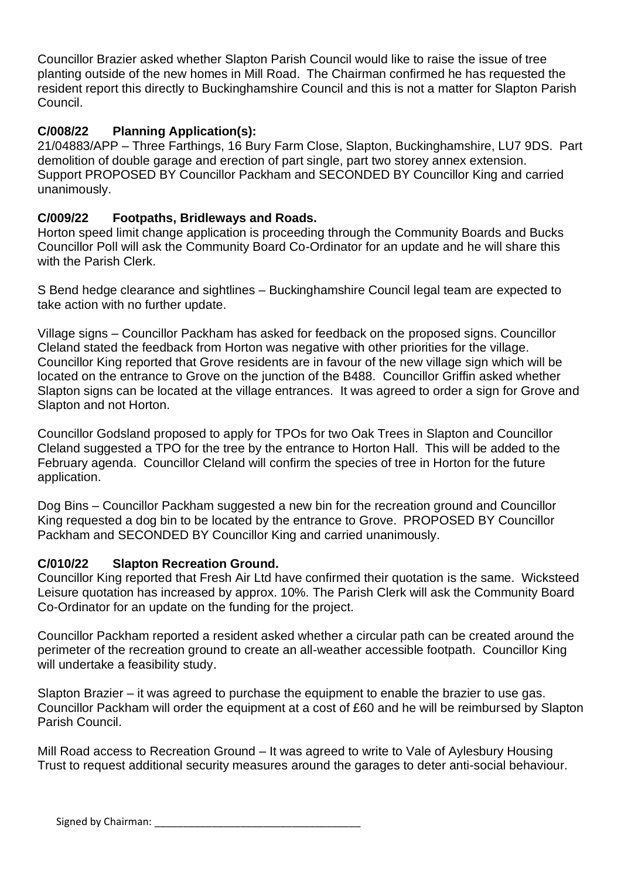Councillor Brazier asked whether Slapton Parish Council would like to raise the issue of tree planting outside of the new homes in Mill Road. The Chairman confirmed he has requested the resident report this directly to Buckinghamshire Council and this is not a matter for Slapton Parish Council.

### C/008/22 Planning Application(s):

21/04883/APP – Three Farthings, 16 Bury Farm Close, Slapton, Buckinghamshire, LU7 9DS. Part demolition of double garage and erection of part single, part two storey annex extension. Support PROPOSED BY Councillor Packham and SECONDED BY Councillor King and carried unanimously.

### C/009/22 Footpaths, Bridleways and Roads.

Horton speed limit change application is proceeding through the Community Boards and Bucks Councillor Poll will ask the Community Board Co-Ordinator for an update and he will share this with the Parish Clerk.

S Bend hedge clearance and sightlines – Buckinghamshire Council legal team are expected to take action with no further update.

Village signs – Councillor Packham has asked for feedback on the proposed signs. Councillor Cleland stated the feedback from Horton was negative with other priorities for the village. Councillor King reported that Grove residents are in favour of the new village sign which will be located on the entrance to Grove on the junction of the B488. Councillor Griffin asked whether Slapton signs can be located at the village entrances. It was agreed to order a sign for Grove and Slapton and not Horton.

Councillor Godsland proposed to apply for TPOs for two Oak Trees in Slapton and Councillor Cleland suggested a TPO for the tree by the entrance to Horton Hall. This will be added to the February agenda. Councillor Cleland will confirm the species of tree in Horton for the future application.

Dog Bins – Councillor Packham suggested a new bin for the recreation ground and Councillor King requested a dog bin to be located by the entrance to Grove. PROPOSED BY Councillor Packham and SECONDED BY Councillor King and carried unanimously.

### C/010/22 Slapton Recreation Ground.

Councillor King reported that Fresh Air Ltd have confirmed their quotation is the same. Wicksteed Leisure quotation has increased by approx. 10%. The Parish Clerk will ask the Community Board Co-Ordinator for an update on the funding for the project.

Councillor Packham reported a resident asked whether a circular path can be created around the perimeter of the recreation ground to create an all-weather accessible footpath. Councillor King will undertake a feasibility study.

Slapton Brazier – it was agreed to purchase the equipment to enable the brazier to use gas. Councillor Packham will order the equipment at a cost of £60 and he will be reimbursed by Slapton Parish Council.

Mill Road access to Recreation Ground – It was agreed to write to Vale of Aylesbury Housing Trust to request additional security measures around the garages to deter anti-social behaviour.

Signed by Chairman: ___________________________________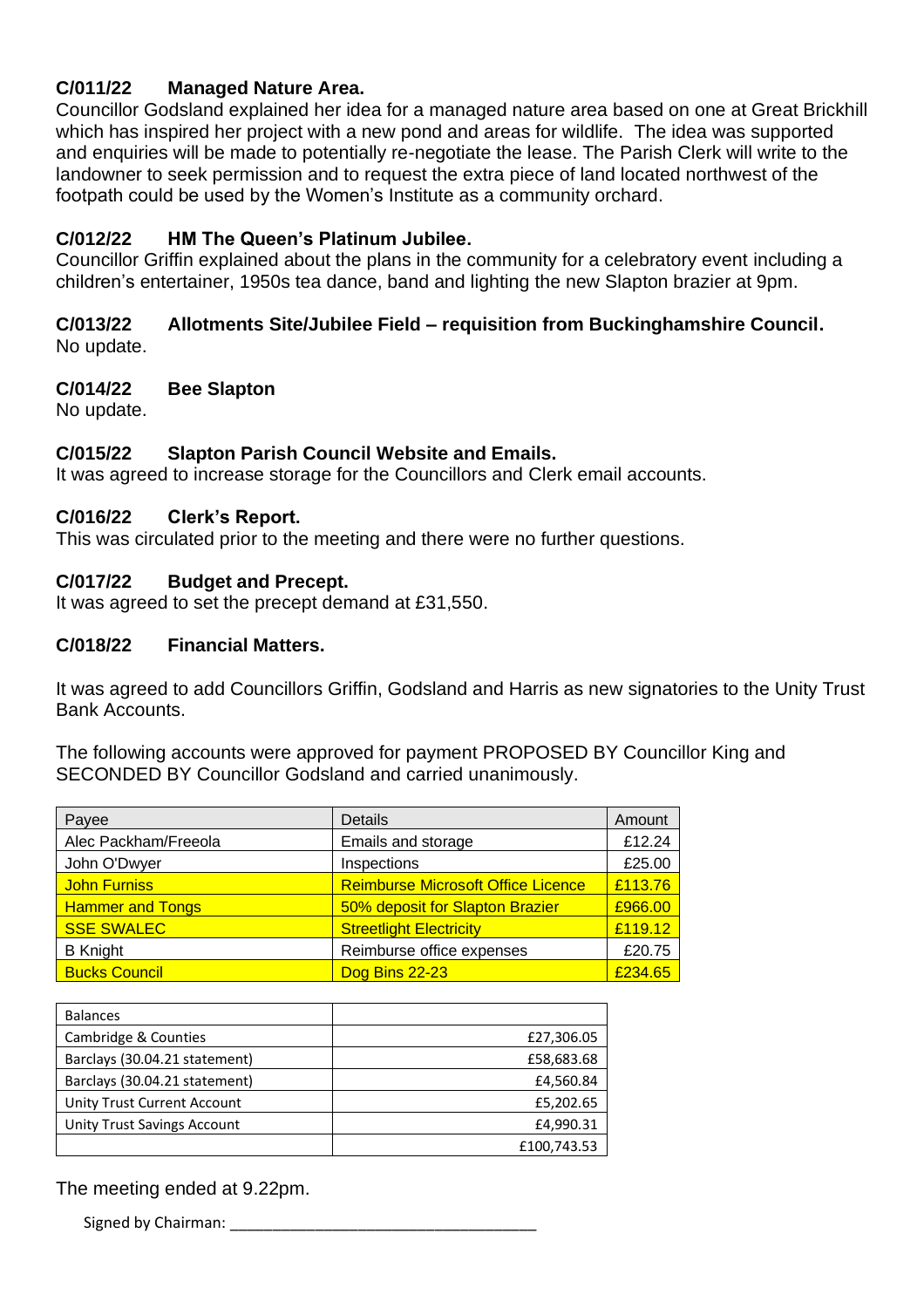### C/011/22 Managed Nature Area.

Councillor Godsland explained her idea for a managed nature area based on one at Great Brickhill which has inspired her project with a new pond and areas for wildlife. The idea was supported and enquiries will be made to potentially re-negotiate the lease. The Parish Clerk will write to the landowner to seek permission and to request the extra piece of land located northwest of the footpath could be used by the Women's Institute as a community orchard.

### C/012/22 HM The Queen's Platinum Jubilee.

Councillor Griffin explained about the plans in the community for a celebratory event including a children's entertainer, 1950s tea dance, band and lighting the new Slapton brazier at 9pm.

### C/013/22 Allotments Site/Jubilee Field – requisition from Buckinghamshire Council.

No update.

### C/014/22 Bee Slapton

No update.

### C/015/22 Slapton Parish Council Website and Emails.

It was agreed to increase storage for the Councillors and Clerk email accounts.

### C/016/22 Clerk's Report.

This was circulated prior to the meeting and there were no further questions.

### C/017/22 Budget and Precept.

It was agreed to set the precept demand at £31,550.

### C/018/22 Financial Matters.

It was agreed to add Councillors Griffin, Godsland and Harris as new signatories to the Unity Trust Bank Accounts.

The following accounts were approved for payment PROPOSED BY Councillor King and SECONDED BY Councillor Godsland and carried unanimously.

| Payee | Details | Amount |
|---|---|---|
| Alec Packham/Freeola | Emails and storage | £12.24 |
| John O'Dwyer | Inspections | £25.00 |
| John Furniss | Reimburse Microsoft Office Licence | £113.76 |
| Hammer and Tongs | 50% deposit for Slapton Brazier | £966.00 |
| SSE SWALEC | Streetlight Electricity | £119.12 |
| B Knight | Reimburse office expenses | £20.75 |
| Bucks Council | Dog Bins 22-23 | £234.65 |

| Balances | |
|---|---|
| Cambridge & Counties | £27,306.05 |
| Barclays (30.04.21 statement) | £58,683.68 |
| Barclays (30.04.21 statement) | £4,560.84 |
| Unity Trust Current Account | £5,202.65 |
| Unity Trust Savings Account | £4,990.31 |
| | £100,743.53 |

The meeting ended at 9.22pm.

Signed by Chairman: ___________________________________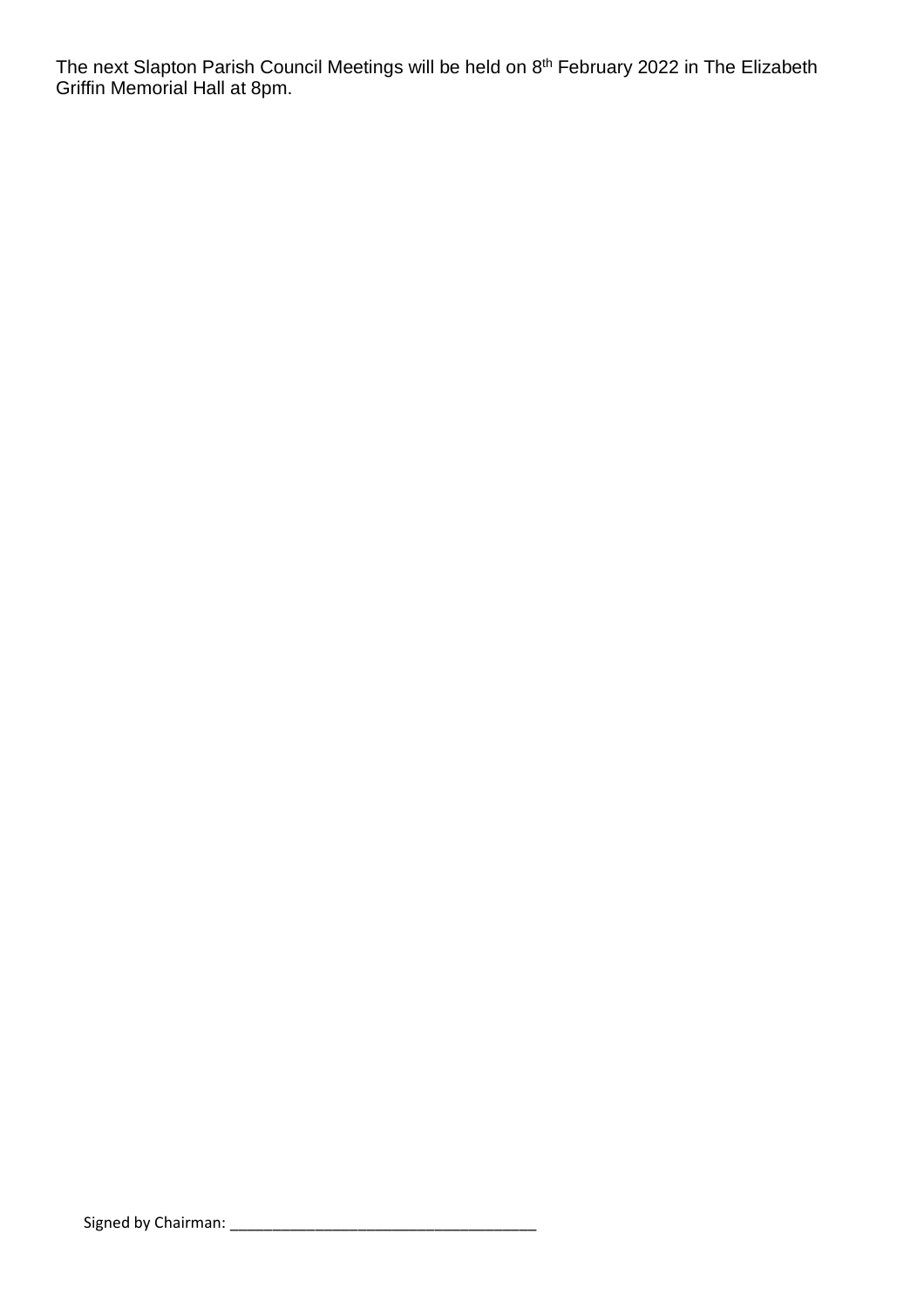The next Slapton Parish Council Meetings will be held on 8th February 2022 in The Elizabeth Griffin Memorial Hall at 8pm.

Signed by Chairman: ____________________________________